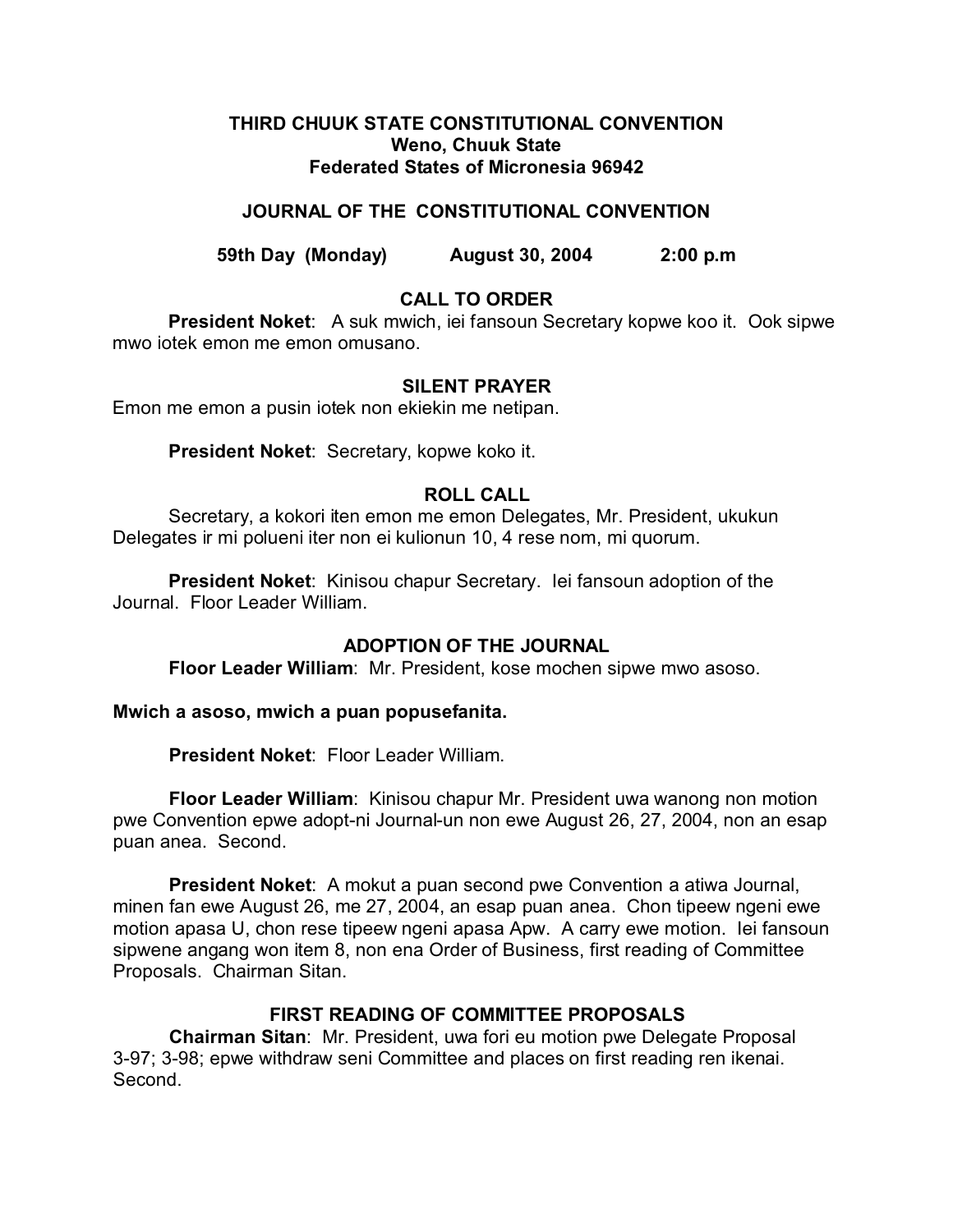**THIRD CHUUK STATE CONSTITUTIONAL CONVENTION**
**Weno, Chuuk State**
**Federated States of Micronesia 96942**

**JOURNAL OF THE CONSTITUTIONAL CONVENTION**

**59th Day (Monday) August 30, 2004 2:00 p.m**

## CALL TO ORDER

**President Noket**: A suk mwich, iei fansoun Secretary kopwe koo it. Ook sipwe mwo iotek emon me emon omusano.

## SILENT PRAYER

Emon me emon a pusin iotek non ekiekin me netipan.

**President Noket**: Secretary, kopwe koko it.

## ROLL CALL

Secretary, a kokori iten emon me emon Delegates, Mr. President, ukukun Delegates ir mi polueni iter non ei kulionun 10, 4 rese nom, mi quorum.

**President Noket**: Kinisou chapur Secretary. Iei fansoun adoption of the Journal. Floor Leader William.

## ADOPTION OF THE JOURNAL

**Floor Leader William**: Mr. President, kose mochen sipwe mwo asoso.

**Mwich a asoso, mwich a puan popusefanita.**

**President Noket**: Floor Leader William.

**Floor Leader William**: Kinisou chapur Mr. President uwa wanong non motion pwe Convention epwe adopt-ni Journal-un non ewe August 26, 27, 2004, non an esap puan anea. Second.

**President Noket**: A mokut a puan second pwe Convention a atiwa Journal, minen fan ewe August 26, me 27, 2004, an esap puan anea. Chon tipeew ngeni ewe motion apasa U, chon rese tipeew ngeni apasa Apw. A carry ewe motion. Iei fansoun sipwene angang won item 8, non ena Order of Business, first reading of Committee Proposals. Chairman Sitan.

## FIRST READING OF COMMITTEE PROPOSALS

**Chairman Sitan**: Mr. President, uwa fori eu motion pwe Delegate Proposal 3-97; 3-98; epwe withdraw seni Committee and places on first reading ren ikenai. Second.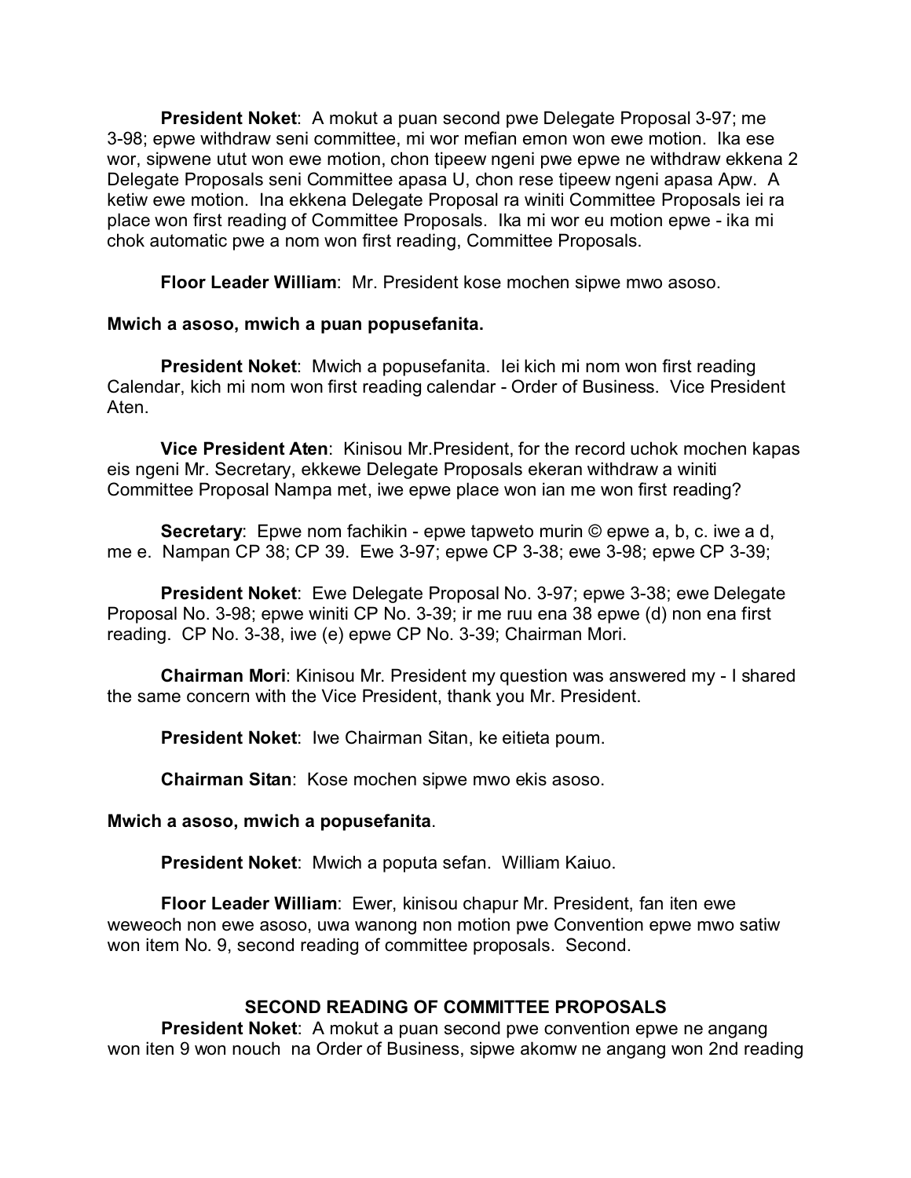**President Noket**: A mokut a puan second pwe Delegate Proposal 3-97; me 3-98; epwe withdraw seni committee, mi wor mefian emon won ewe motion. Ika ese wor, sipwene utut won ewe motion, chon tipeew ngeni pwe epwe ne withdraw ekkena 2 Delegate Proposals seni Committee apasa U, chon rese tipeew ngeni apasa Apw. A ketiw ewe motion. Ina ekkena Delegate Proposal ra winiti Committee Proposals iei ra place won first reading of Committee Proposals. Ika mi wor eu motion epwe - ika mi chok automatic pwe a nom won first reading, Committee Proposals.

**Floor Leader William**: Mr. President kose mochen sipwe mwo asoso.

**Mwich a asoso, mwich a puan popusefanita.**

**President Noket**: Mwich a popusefanita. Iei kich mi nom won first reading Calendar, kich mi nom won first reading calendar - Order of Business. Vice President Aten.

**Vice President Aten**: Kinisou Mr.President, for the record uchok mochen kapas eis ngeni Mr. Secretary, ekkewe Delegate Proposals ekeran withdraw a winiti Committee Proposal Nampa met, iwe epwe place won ian me won first reading?

**Secretary**: Epwe nom fachikin - epwe tapweto murin © epwe a, b, c. iwe a d, me e. Nampan CP 38; CP 39. Ewe 3-97; epwe CP 3-38; ewe 3-98; epwe CP 3-39;

**President Noket**: Ewe Delegate Proposal No. 3-97; epwe 3-38; ewe Delegate Proposal No. 3-98; epwe winiti CP No. 3-39; ir me ruu ena 38 epwe (d) non ena first reading. CP No. 3-38, iwe (e) epwe CP No. 3-39; Chairman Mori.

**Chairman Mori**: Kinisou Mr. President my question was answered my - I shared the same concern with the Vice President, thank you Mr. President.

**President Noket**: Iwe Chairman Sitan, ke eitieta poum.

**Chairman Sitan**: Kose mochen sipwe mwo ekis asoso.

**Mwich a asoso, mwich a popusefanita**.

**President Noket**: Mwich a poputa sefan. William Kaiuo.

**Floor Leader William**: Ewer, kinisou chapur Mr. President, fan iten ewe weweoch non ewe asoso, uwa wanong non motion pwe Convention epwe mwo satiw won item No. 9, second reading of committee proposals. Second.

## SECOND READING OF COMMITTEE PROPOSALS

**President Noket**: A mokut a puan second pwe convention epwe ne angang won iten 9 won nouch na Order of Business, sipwe akomw ne angang won 2nd reading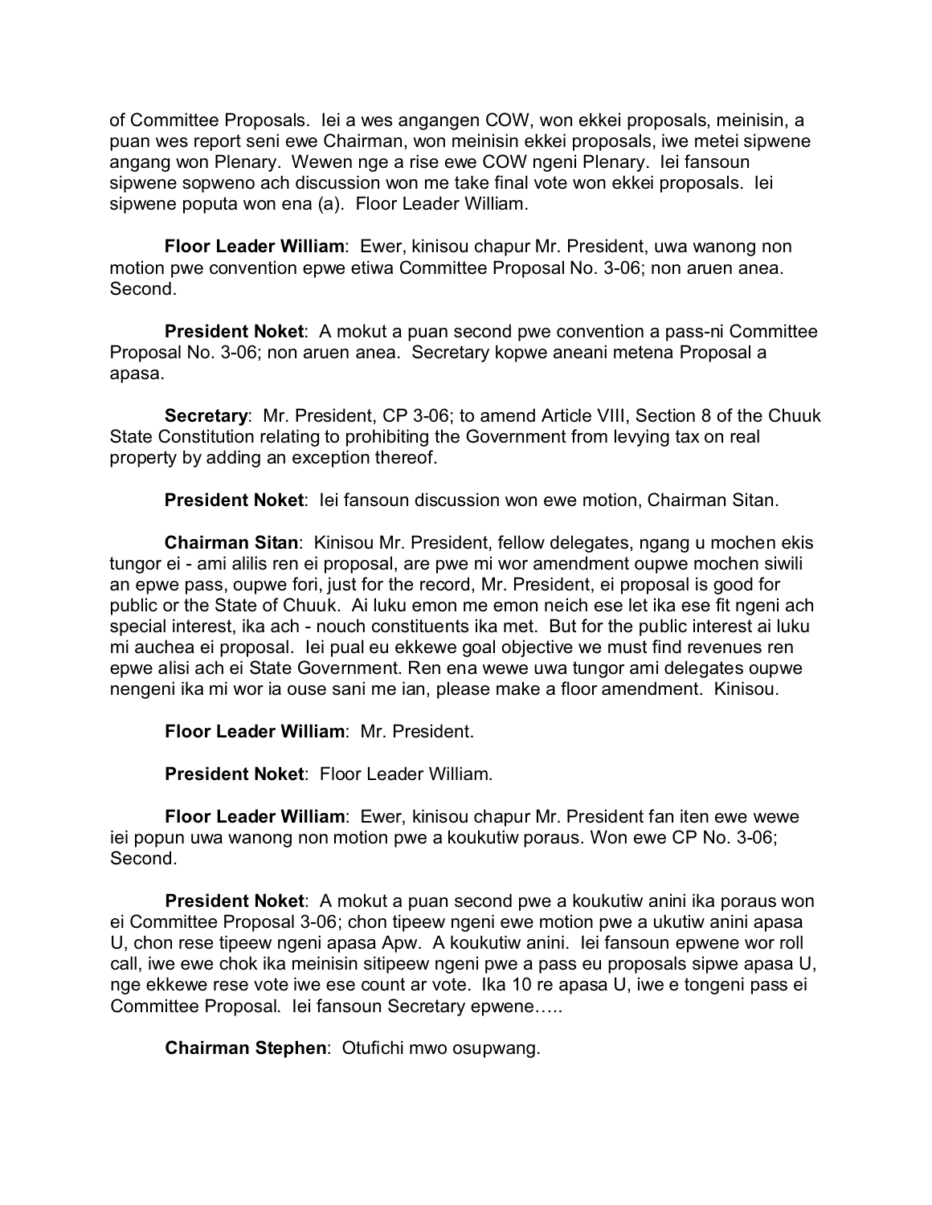of Committee Proposals. Iei a wes angangen COW, won ekkei proposals, meinisin, a puan wes report seni ewe Chairman, won meinisin ekkei proposals, iwe metei sipwene angang won Plenary. Wewen nge a rise ewe COW ngeni Plenary. Iei fansoun sipwene sopweno ach discussion won me take final vote won ekkei proposals. Iei sipwene poputa won ena (a). Floor Leader William.

**Floor Leader William**: Ewer, kinisou chapur Mr. President, uwa wanong non motion pwe convention epwe etiwa Committee Proposal No. 3-06; non aruen anea. Second.

**President Noket**: A mokut a puan second pwe convention a pass-ni Committee Proposal No. 3-06; non aruen anea. Secretary kopwe aneani metena Proposal a apasa.

**Secretary**: Mr. President, CP 3-06; to amend Article VIII, Section 8 of the Chuuk State Constitution relating to prohibiting the Government from levying tax on real property by adding an exception thereof.

**President Noket**: Iei fansoun discussion won ewe motion, Chairman Sitan.

**Chairman Sitan**: Kinisou Mr. President, fellow delegates, ngang u mochen ekis tungor ei - ami alilis ren ei proposal, are pwe mi wor amendment oupwe mochen siwili an epwe pass, oupwe fori, just for the record, Mr. President, ei proposal is good for public or the State of Chuuk. Ai luku emon me emon neich ese let ika ese fit ngeni ach special interest, ika ach - nouch constituents ika met. But for the public interest ai luku mi auchea ei proposal. Iei pual eu ekkewe goal objective we must find revenues ren epwe alisi ach ei State Government. Ren ena wewe uwa tungor ami delegates oupwe nengeni ika mi wor ia ouse sani me ian, please make a floor amendment. Kinisou.

**Floor Leader William**: Mr. President.

**President Noket**: Floor Leader William.

**Floor Leader William**: Ewer, kinisou chapur Mr. President fan iten ewe wewe iei popun uwa wanong non motion pwe a koukutiw poraus. Won ewe CP No. 3-06; Second.

**President Noket**: A mokut a puan second pwe a koukutiw anini ika poraus won ei Committee Proposal 3-06; chon tipeew ngeni ewe motion pwe a ukutiw anini apasa U, chon rese tipeew ngeni apasa Apw. A koukutiw anini. Iei fansoun epwene wor roll call, iwe ewe chok ika meinisin sitipeew ngeni pwe a pass eu proposals sipwe apasa U, nge ekkewe rese vote iwe ese count ar vote. Ika 10 re apasa U, iwe e tongeni pass ei Committee Proposal. Iei fansoun Secretary epwene…..

**Chairman Stephen**: Otufichi mwo osupwang.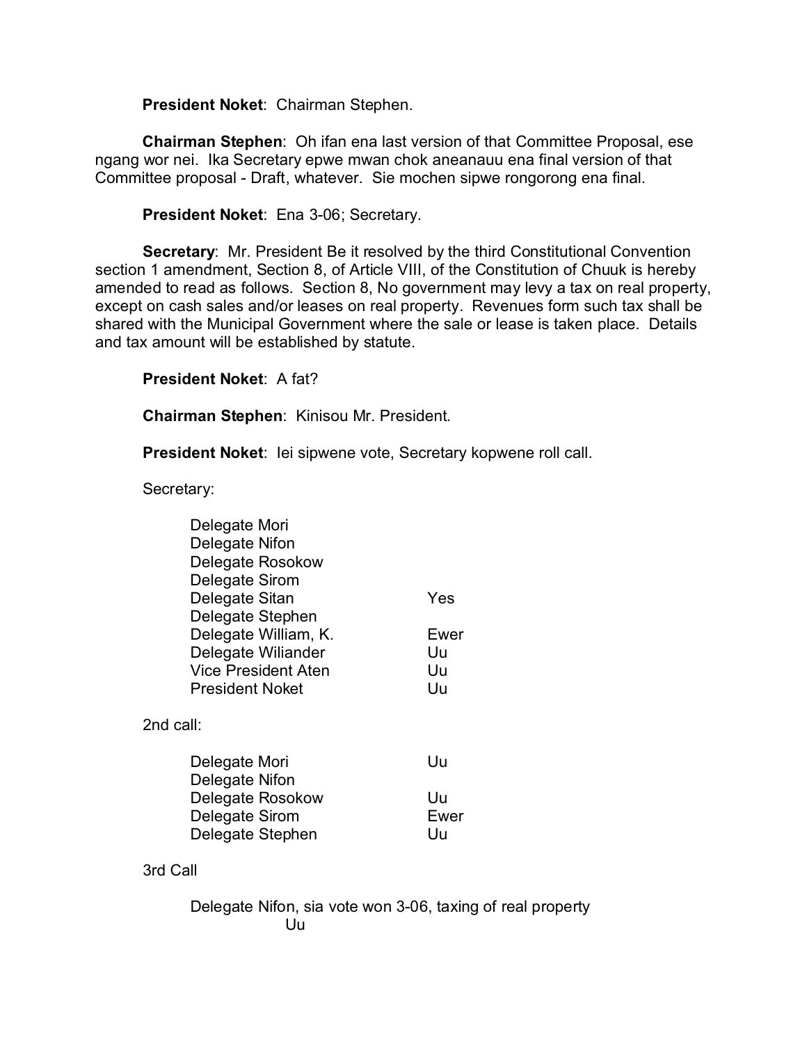**President Noket**: Chairman Stephen.

**Chairman Stephen**: Oh ifan ena last version of that Committee Proposal, ese ngang wor nei. Ika Secretary epwe mwan chok aneanauu ena final version of that Committee proposal - Draft, whatever. Sie mochen sipwe rongorong ena final.

**President Noket**: Ena 3-06; Secretary.

**Secretary**: Mr. President Be it resolved by the third Constitutional Convention section 1 amendment, Section 8, of Article VIII, of the Constitution of Chuuk is hereby amended to read as follows. Section 8, No government may levy a tax on real property, except on cash sales and/or leases on real property. Revenues form such tax shall be shared with the Municipal Government where the sale or lease is taken place. Details and tax amount will be established by statute.

**President Noket**: A fat?

**Chairman Stephen**: Kinisou Mr. President.

**President Noket**: Iei sipwene vote, Secretary kopwene roll call.

Secretary:

| | |
|---|---|
| Delegate Mori | |
| Delegate Nifon | |
| Delegate Rosokow | |
| Delegate Sirom | |
| Delegate Sitan | Yes |
| Delegate Stephen | |
| Delegate William, K. | Ewer |
| Delegate Wiliander | Uu |
| Vice President Aten | Uu |
| President Noket | Uu |

2nd call:

| | |
|---|---|
| Delegate Mori | Uu |
| Delegate Nifon | |
| Delegate Rosokow | Uu |
| Delegate Sirom | Ewer |
| Delegate Stephen | Uu |

3rd Call

Delegate Nifon, sia vote won 3-06, taxing of real property
Uu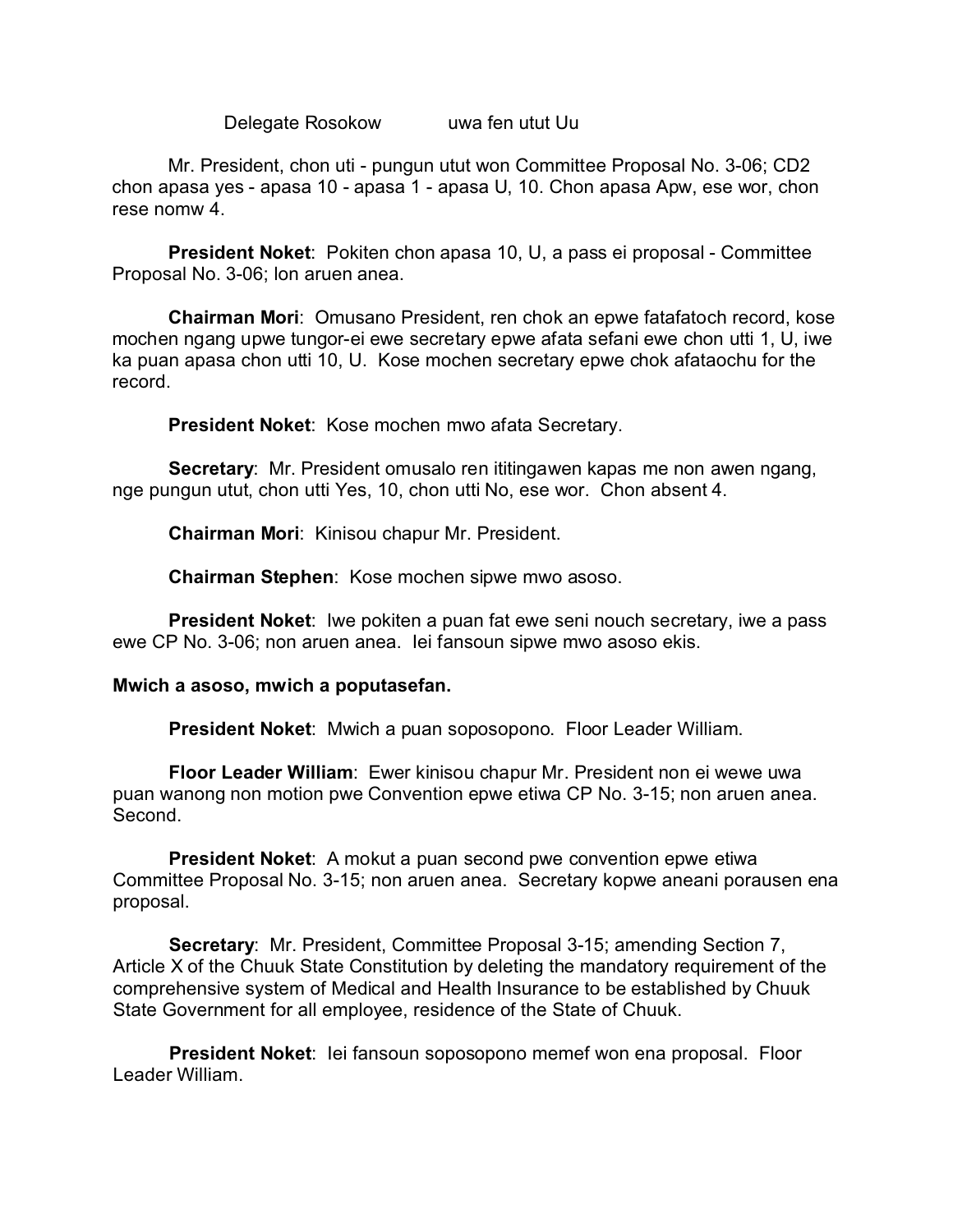Delegate Rosokow uwa fen utut Uu

Mr. President, chon uti - pungun utut won Committee Proposal No. 3-06; CD2 chon apasa yes - apasa 10 - apasa 1 - apasa U, 10. Chon apasa Apw, ese wor, chon rese nomw 4.

**President Noket**: Pokiten chon apasa 10, U, a pass ei proposal - Committee Proposal No. 3-06; lon aruen anea.

**Chairman Mori**: Omusano President, ren chok an epwe fatafatoch record, kose mochen ngang upwe tungor-ei ewe secretary epwe afata sefani ewe chon utti 1, U, iwe ka puan apasa chon utti 10, U. Kose mochen secretary epwe chok afataochu for the record.

**President Noket**: Kose mochen mwo afata Secretary.

**Secretary**: Mr. President omusalo ren ititingawen kapas me non awen ngang, nge pungun utut, chon utti Yes, 10, chon utti No, ese wor. Chon absent 4.

**Chairman Mori**: Kinisou chapur Mr. President.

**Chairman Stephen**: Kose mochen sipwe mwo asoso.

**President Noket**: Iwe pokiten a puan fat ewe seni nouch secretary, iwe a pass ewe CP No. 3-06; non aruen anea. Iei fansoun sipwe mwo asoso ekis.

**Mwich a asoso, mwich a poputasefan.**

**President Noket**: Mwich a puan soposopono. Floor Leader William.

**Floor Leader William**: Ewer kinisou chapur Mr. President non ei wewe uwa puan wanong non motion pwe Convention epwe etiwa CP No. 3-15; non aruen anea. Second.

**President Noket**: A mokut a puan second pwe convention epwe etiwa Committee Proposal No. 3-15; non aruen anea. Secretary kopwe aneani porausen ena proposal.

**Secretary**: Mr. President, Committee Proposal 3-15; amending Section 7, Article X of the Chuuk State Constitution by deleting the mandatory requirement of the comprehensive system of Medical and Health Insurance to be established by Chuuk State Government for all employee, residence of the State of Chuuk.

**President Noket**: Iei fansoun soposopono memef won ena proposal. Floor Leader William.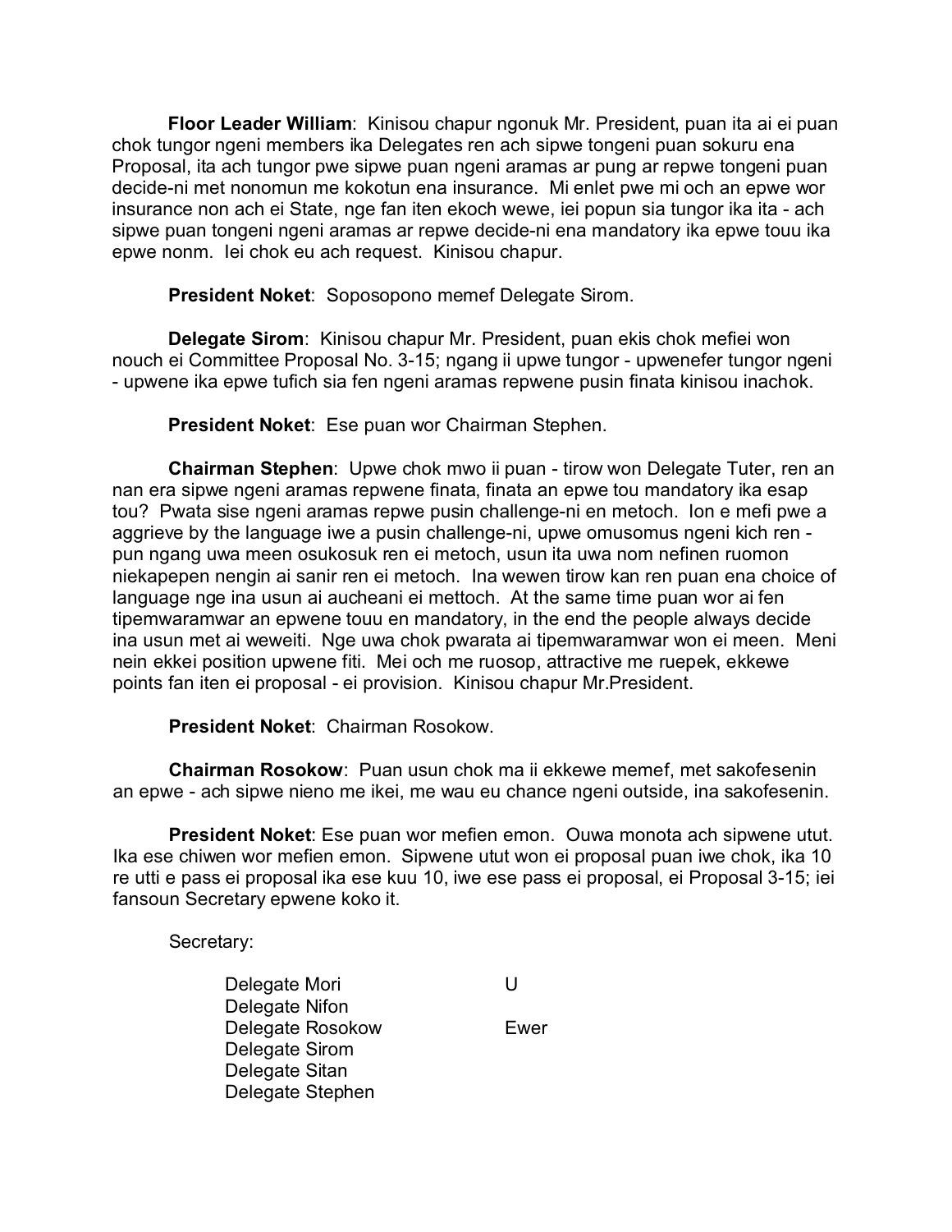**Floor Leader William**: Kinisou chapur ngonuk Mr. President, puan ita ai ei puan chok tungor ngeni members ika Delegates ren ach sipwe tongeni puan sokuru ena Proposal, ita ach tungor pwe sipwe puan ngeni aramas ar pung ar repwe tongeni puan decide-ni met nonomun me kokotun ena insurance. Mi enlet pwe mi och an epwe wor insurance non ach ei State, nge fan iten ekoch wewe, iei popun sia tungor ika ita - ach sipwe puan tongeni ngeni aramas ar repwe decide-ni ena mandatory ika epwe touu ika epwe nonm. Iei chok eu ach request. Kinisou chapur.

**President Noket**: Soposopono memef Delegate Sirom.

**Delegate Sirom**: Kinisou chapur Mr. President, puan ekis chok mefiei won nouch ei Committee Proposal No. 3-15; ngang ii upwe tungor - upwenefer tungor ngeni - upwene ika epwe tufich sia fen ngeni aramas repwene pusin finata kinisou inachok.

**President Noket**: Ese puan wor Chairman Stephen.

**Chairman Stephen**: Upwe chok mwo ii puan - tirow won Delegate Tuter, ren an nan era sipwe ngeni aramas repwene finata, finata an epwe tou mandatory ika esap tou? Pwata sise ngeni aramas repwe pusin challenge-ni en metoch. Ion e mefi pwe a aggrieve by the language iwe a pusin challenge-ni, upwe omusomus ngeni kich ren - pun ngang uwa meen osukosuk ren ei metoch, usun ita uwa nom nefinen ruomon niekapepen nengin ai sanir ren ei metoch. Ina wewen tirow kan ren puan ena choice of language nge ina usun ai aucheani ei mettoch. At the same time puan wor ai fen tipemwaramwar an epwene touu en mandatory, in the end the people always decide ina usun met ai weweiti. Nge uwa chok pwarata ai tipemwaramwar won ei meen. Meni nein ekkei position upwene fiti. Mei och me ruosop, attractive me ruepek, ekkewe points fan iten ei proposal - ei provision. Kinisou chapur Mr.President.

**President Noket**: Chairman Rosokow.

**Chairman Rosokow**: Puan usun chok ma ii ekkewe memef, met sakofesenin an epwe - ach sipwe nieno me ikei, me wau eu chance ngeni outside, ina sakofesenin.

**President Noket**: Ese puan wor mefien emon. Ouwa monota ach sipwene utut. Ika ese chiwen wor mefien emon. Sipwene utut won ei proposal puan iwe chok, ika 10 re utti e pass ei proposal ika ese kuu 10, iwe ese pass ei proposal, ei Proposal 3-15; iei fansoun Secretary epwene koko it.

Secretary:

| | |
|---|---|
| Delegate Mori | U |
| Delegate Nifon | |
| Delegate Rosokow | Ewer |
| Delegate Sirom | |
| Delegate Sitan | |
| Delegate Stephen | |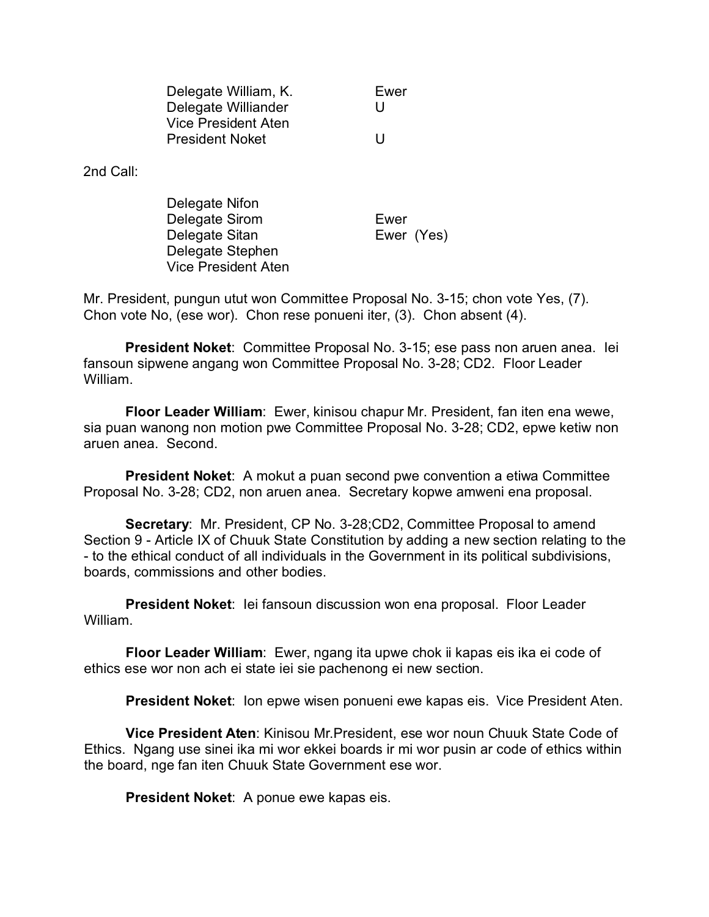| | |
|---|---|
| Delegate William, K. | Ewer |
| Delegate Williander | U |
| Vice President Aten | |
| President Noket | U |

2nd Call:

| | |
|---|---|
| Delegate Nifon | |
| Delegate Sirom | Ewer |
| Delegate Sitan | Ewer (Yes) |
| Delegate Stephen | |
| Vice President Aten | |

Mr. President, pungun utut won Committee Proposal No. 3-15; chon vote Yes, (7). Chon vote No, (ese wor). Chon rese ponueni iter, (3). Chon absent (4).

**President Noket**: Committee Proposal No. 3-15; ese pass non aruen anea. Iei fansoun sipwene angang won Committee Proposal No. 3-28; CD2. Floor Leader William.

**Floor Leader William**: Ewer, kinisou chapur Mr. President, fan iten ena wewe, sia puan wanong non motion pwe Committee Proposal No. 3-28; CD2, epwe ketiw non aruen anea. Second.

**President Noket**: A mokut a puan second pwe convention a etiwa Committee Proposal No. 3-28; CD2, non aruen anea. Secretary kopwe amweni ena proposal.

**Secretary**: Mr. President, CP No. 3-28;CD2, Committee Proposal to amend Section 9 - Article IX of Chuuk State Constitution by adding a new section relating to the - to the ethical conduct of all individuals in the Government in its political subdivisions, boards, commissions and other bodies.

**President Noket**: Iei fansoun discussion won ena proposal. Floor Leader William.

**Floor Leader William**: Ewer, ngang ita upwe chok ii kapas eis ika ei code of ethics ese wor non ach ei state iei sie pachenong ei new section.

**President Noket**: Ion epwe wisen ponueni ewe kapas eis. Vice President Aten.

**Vice President Aten**: Kinisou Mr.President, ese wor noun Chuuk State Code of Ethics. Ngang use sinei ika mi wor ekkei boards ir mi wor pusin ar code of ethics within the board, nge fan iten Chuuk State Government ese wor.

**President Noket**: A ponue ewe kapas eis.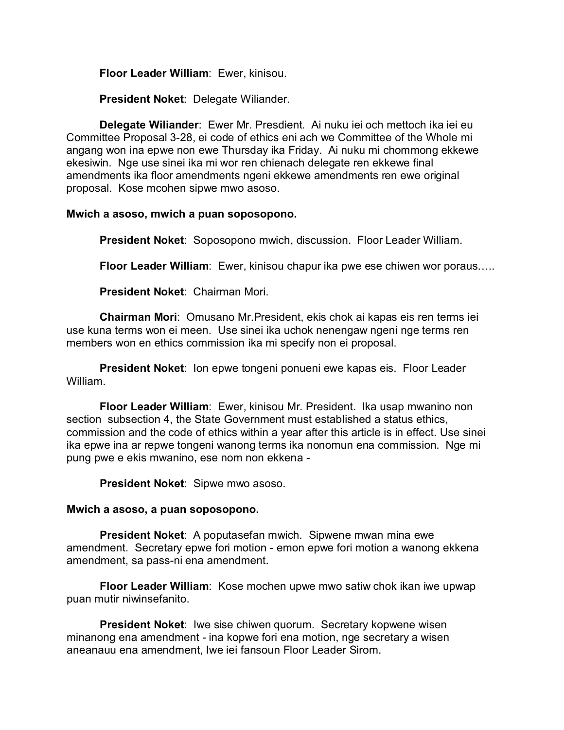**Floor Leader William**: Ewer, kinisou.

**President Noket**: Delegate Wiliander.

**Delegate Wiliander**: Ewer Mr. Presdient. Ai nuku iei och mettoch ika iei eu Committee Proposal 3-28, ei code of ethics eni ach we Committee of the Whole mi angang won ina epwe non ewe Thursday ika Friday. Ai nuku mi chommong ekkewe ekesiwin. Nge use sinei ika mi wor ren chienach delegate ren ekkewe final amendments ika floor amendments ngeni ekkewe amendments ren ewe original proposal. Kose mcohen sipwe mwo asoso.

**Mwich a asoso, mwich a puan soposopono.**

**President Noket**: Soposopono mwich, discussion. Floor Leader William.

**Floor Leader William**: Ewer, kinisou chapur ika pwe ese chiwen wor poraus…..

**President Noket**: Chairman Mori.

**Chairman Mori**: Omusano Mr.President, ekis chok ai kapas eis ren terms iei use kuna terms won ei meen. Use sinei ika uchok nenengaw ngeni nge terms ren members won en ethics commission ika mi specify non ei proposal.

**President Noket**: Ion epwe tongeni ponueni ewe kapas eis. Floor Leader William.

**Floor Leader William**: Ewer, kinisou Mr. President. Ika usap mwanino non section subsection 4, the State Government must established a status ethics, commission and the code of ethics within a year after this article is in effect. Use sinei ika epwe ina ar repwe tongeni wanong terms ika nonomun ena commission. Nge mi pung pwe e ekis mwanino, ese nom non ekkena -

**President Noket**: Sipwe mwo asoso.

**Mwich a asoso, a puan soposopono.**

**President Noket**: A poputasefan mwich. Sipwene mwan mina ewe amendment. Secretary epwe fori motion - emon epwe fori motion a wanong ekkena amendment, sa pass-ni ena amendment.

**Floor Leader William**: Kose mochen upwe mwo satiw chok ikan iwe upwap puan mutir niwinsefanito.

**President Noket**: Iwe sise chiwen quorum. Secretary kopwene wisen minanong ena amendment - ina kopwe fori ena motion, nge secretary a wisen aneanauu ena amendment, Iwe iei fansoun Floor Leader Sirom.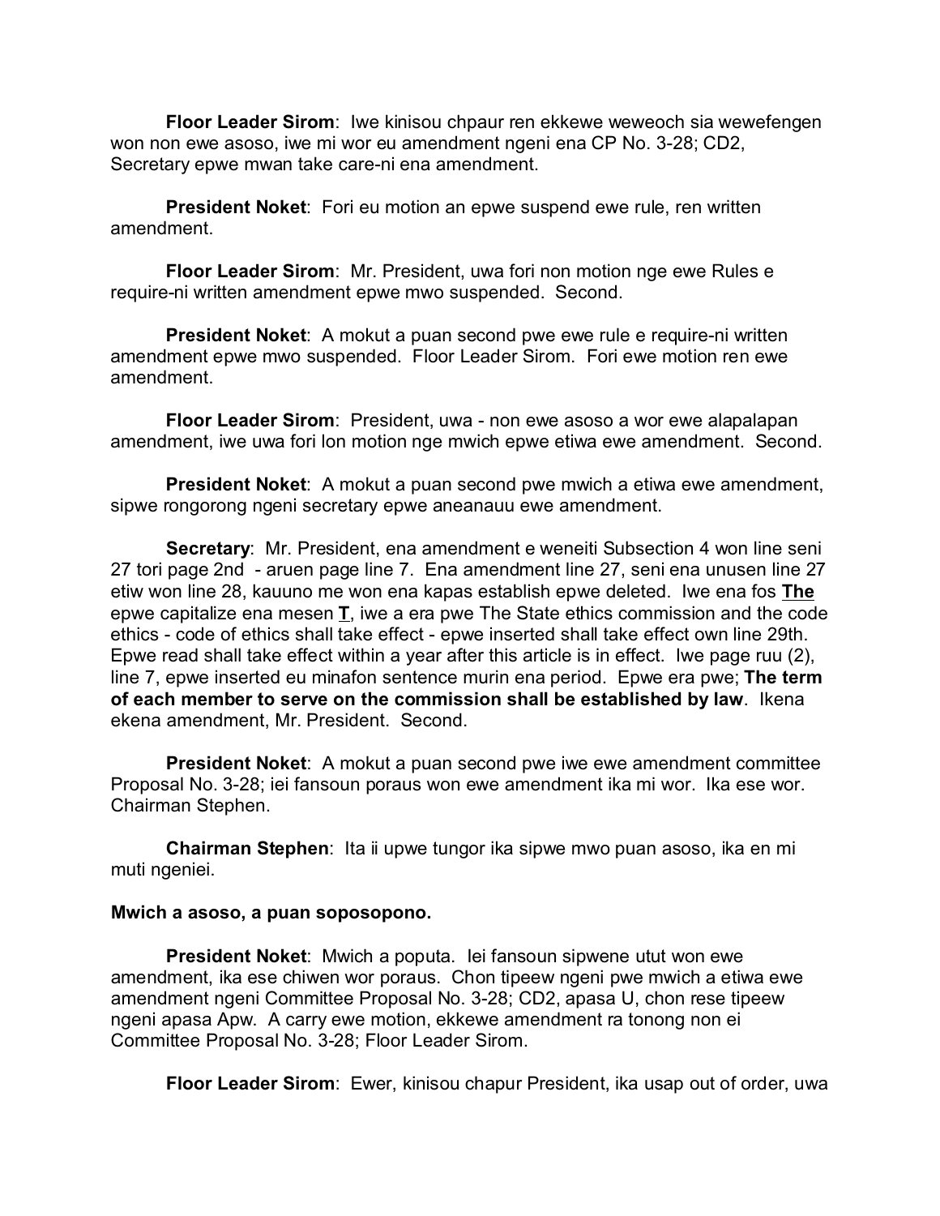**Floor Leader Sirom**: Iwe kinisou chpaur ren ekkewe weweoch sia wewefengen won non ewe asoso, iwe mi wor eu amendment ngeni ena CP No. 3-28; CD2, Secretary epwe mwan take care-ni ena amendment.

**President Noket**: Fori eu motion an epwe suspend ewe rule, ren written amendment.

**Floor Leader Sirom**: Mr. President, uwa fori non motion nge ewe Rules e require-ni written amendment epwe mwo suspended. Second.

**President Noket**: A mokut a puan second pwe ewe rule e require-ni written amendment epwe mwo suspended. Floor Leader Sirom. Fori ewe motion ren ewe amendment.

**Floor Leader Sirom**: President, uwa - non ewe asoso a wor ewe alapalapan amendment, iwe uwa fori lon motion nge mwich epwe etiwa ewe amendment. Second.

**President Noket**: A mokut a puan second pwe mwich a etiwa ewe amendment, sipwe rongorong ngeni secretary epwe aneanauu ewe amendment.

**Secretary**: Mr. President, ena amendment e weneiti Subsection 4 won line seni 27 tori page 2nd - aruen page line 7. Ena amendment line 27, seni ena unusen line 27 etiw won line 28, kauuno me won ena kapas establish epwe deleted. Iwe ena fos **The** epwe capitalize ena mesen **T**, iwe a era pwe The State ethics commission and the code ethics - code of ethics shall take effect - epwe inserted shall take effect own line 29th. Epwe read shall take effect within a year after this article is in effect. Iwe page ruu (2), line 7, epwe inserted eu minafon sentence murin ena period. Epwe era pwe; **The term of each member to serve on the commission shall be established by law**. Ikena ekena amendment, Mr. President. Second.

**President Noket**: A mokut a puan second pwe iwe ewe amendment committee Proposal No. 3-28; iei fansoun poraus won ewe amendment ika mi wor. Ika ese wor. Chairman Stephen.

**Chairman Stephen**: Ita ii upwe tungor ika sipwe mwo puan asoso, ika en mi muti ngeniei.

**Mwich a asoso, a puan soposopono.**

**President Noket**: Mwich a poputa. Iei fansoun sipwene utut won ewe amendment, ika ese chiwen wor poraus. Chon tipeew ngeni pwe mwich a etiwa ewe amendment ngeni Committee Proposal No. 3-28; CD2, apasa U, chon rese tipeew ngeni apasa Apw. A carry ewe motion, ekkewe amendment ra tonong non ei Committee Proposal No. 3-28; Floor Leader Sirom.

**Floor Leader Sirom**: Ewer, kinisou chapur President, ika usap out of order, uwa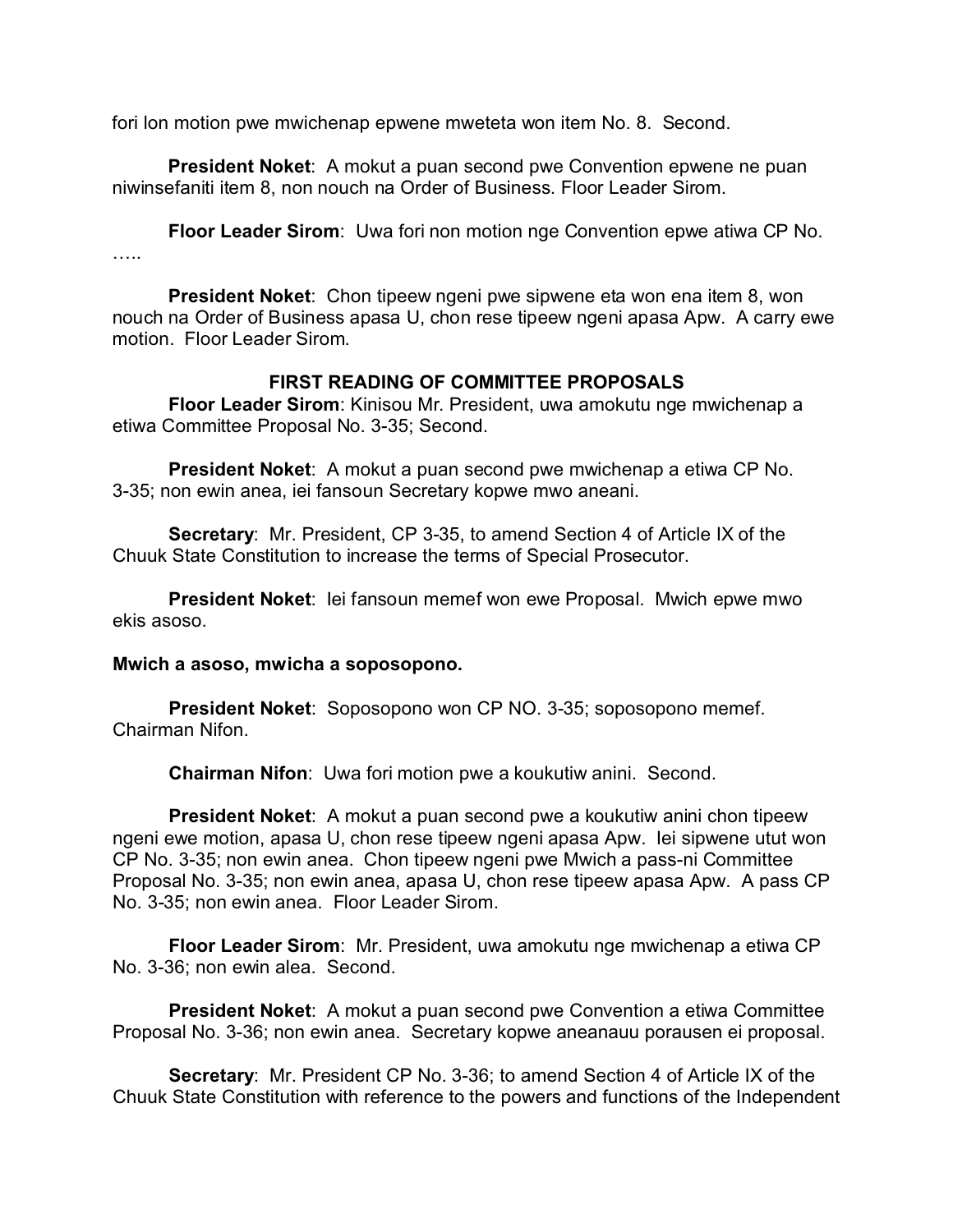fori lon motion pwe mwichenap epwene mweteta won item No. 8. Second.

**President Noket**: A mokut a puan second pwe Convention epwene ne puan niwinsefaniti item 8, non nouch na Order of Business. Floor Leader Sirom.

**Floor Leader Sirom**: Uwa fori non motion nge Convention epwe atiwa CP No. …..

**President Noket**: Chon tipeew ngeni pwe sipwene eta won ena item 8, won nouch na Order of Business apasa U, chon rese tipeew ngeni apasa Apw. A carry ewe motion. Floor Leader Sirom.

### FIRST READING OF COMMITTEE PROPOSALS

**Floor Leader Sirom**: Kinisou Mr. President, uwa amokutu nge mwichenap a etiwa Committee Proposal No. 3-35; Second.

**President Noket**: A mokut a puan second pwe mwichenap a etiwa CP No. 3-35; non ewin anea, iei fansoun Secretary kopwe mwo aneani.

**Secretary**: Mr. President, CP 3-35, to amend Section 4 of Article IX of the Chuuk State Constitution to increase the terms of Special Prosecutor.

**President Noket**: Iei fansoun memef won ewe Proposal. Mwich epwe mwo ekis asoso.

**Mwich a asoso, mwicha a soposopono.**

**President Noket**: Soposopono won CP NO. 3-35; soposopono memef. Chairman Nifon.

**Chairman Nifon**: Uwa fori motion pwe a koukutiw anini. Second.

**President Noket**: A mokut a puan second pwe a koukutiw anini chon tipeew ngeni ewe motion, apasa U, chon rese tipeew ngeni apasa Apw. Iei sipwene utut won CP No. 3-35; non ewin anea. Chon tipeew ngeni pwe Mwich a pass-ni Committee Proposal No. 3-35; non ewin anea, apasa U, chon rese tipeew apasa Apw. A pass CP No. 3-35; non ewin anea. Floor Leader Sirom.

**Floor Leader Sirom**: Mr. President, uwa amokutu nge mwichenap a etiwa CP No. 3-36; non ewin alea. Second.

**President Noket**: A mokut a puan second pwe Convention a etiwa Committee Proposal No. 3-36; non ewin anea. Secretary kopwe aneanauu porausen ei proposal.

**Secretary**: Mr. President CP No. 3-36; to amend Section 4 of Article IX of the Chuuk State Constitution with reference to the powers and functions of the Independent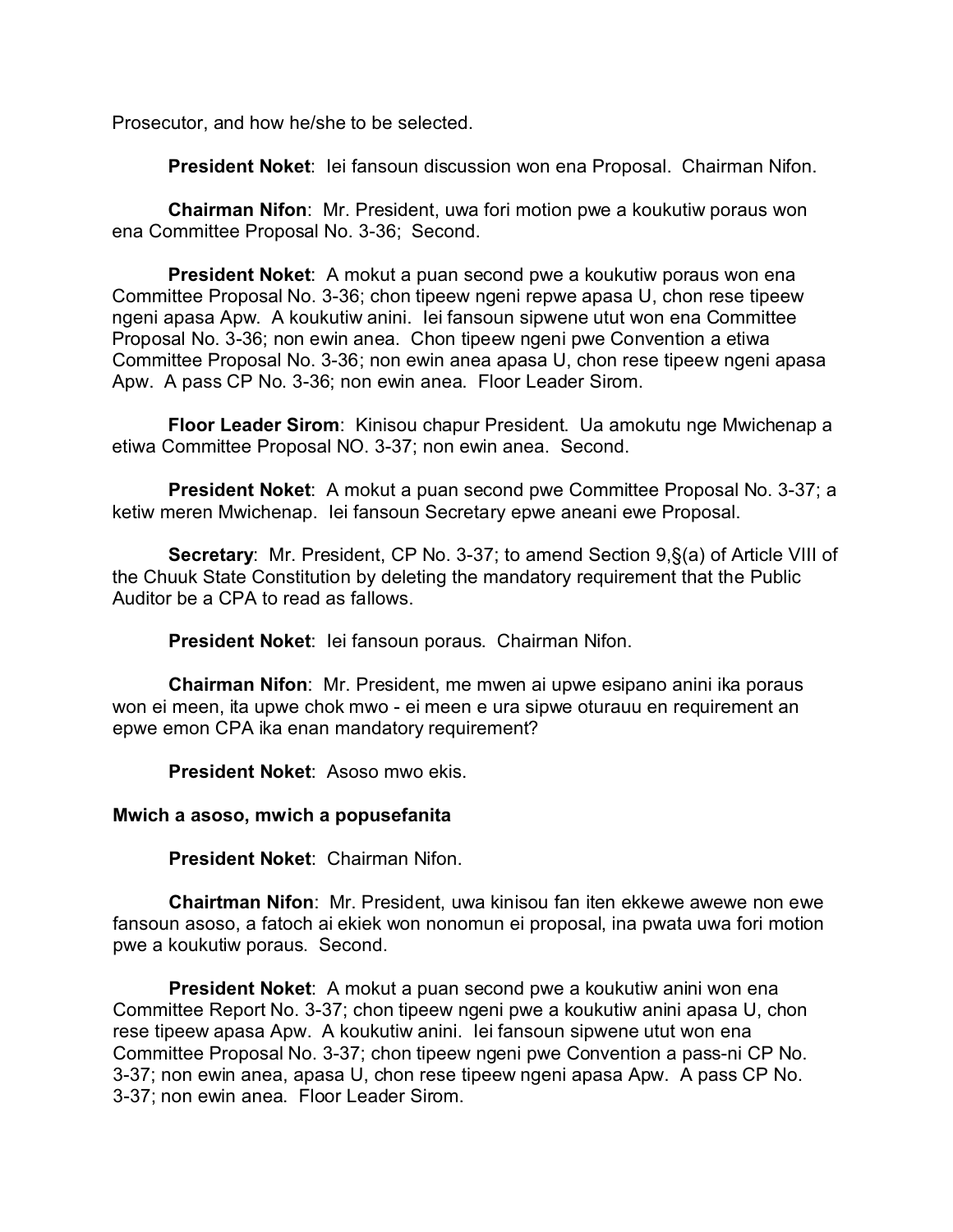Prosecutor, and how he/she to be selected.

**President Noket**: Iei fansoun discussion won ena Proposal. Chairman Nifon.

**Chairman Nifon**: Mr. President, uwa fori motion pwe a koukutiw poraus won ena Committee Proposal No. 3-36; Second.

**President Noket**: A mokut a puan second pwe a koukutiw poraus won ena Committee Proposal No. 3-36; chon tipeew ngeni repwe apasa U, chon rese tipeew ngeni apasa Apw. A koukutiw anini. Iei fansoun sipwene utut won ena Committee Proposal No. 3-36; non ewin anea. Chon tipeew ngeni pwe Convention a etiwa Committee Proposal No. 3-36; non ewin anea apasa U, chon rese tipeew ngeni apasa Apw. A pass CP No. 3-36; non ewin anea. Floor Leader Sirom.

**Floor Leader Sirom**: Kinisou chapur President. Ua amokutu nge Mwichenap a etiwa Committee Proposal NO. 3-37; non ewin anea. Second.

**President Noket**: A mokut a puan second pwe Committee Proposal No. 3-37; a ketiw meren Mwichenap. Iei fansoun Secretary epwe aneani ewe Proposal.

**Secretary**: Mr. President, CP No. 3-37; to amend Section 9,§(a) of Article VIII of the Chuuk State Constitution by deleting the mandatory requirement that the Public Auditor be a CPA to read as fallows.

**President Noket**: Iei fansoun poraus. Chairman Nifon.

**Chairman Nifon**: Mr. President, me mwen ai upwe esipano anini ika poraus won ei meen, ita upwe chok mwo - ei meen e ura sipwe oturauu en requirement an epwe emon CPA ika enan mandatory requirement?

**President Noket**: Asoso mwo ekis.

**Mwich a asoso, mwich a popusefanita**

**President Noket**: Chairman Nifon.

**Chairtman Nifon**: Mr. President, uwa kinisou fan iten ekkewe awewe non ewe fansoun asoso, a fatoch ai ekiek won nonomun ei proposal, ina pwata uwa fori motion pwe a koukutiw poraus. Second.

**President Noket**: A mokut a puan second pwe a koukutiw anini won ena Committee Report No. 3-37; chon tipeew ngeni pwe a koukutiw anini apasa U, chon rese tipeew apasa Apw. A koukutiw anini. Iei fansoun sipwene utut won ena Committee Proposal No. 3-37; chon tipeew ngeni pwe Convention a pass-ni CP No. 3-37; non ewin anea, apasa U, chon rese tipeew ngeni apasa Apw. A pass CP No. 3-37; non ewin anea. Floor Leader Sirom.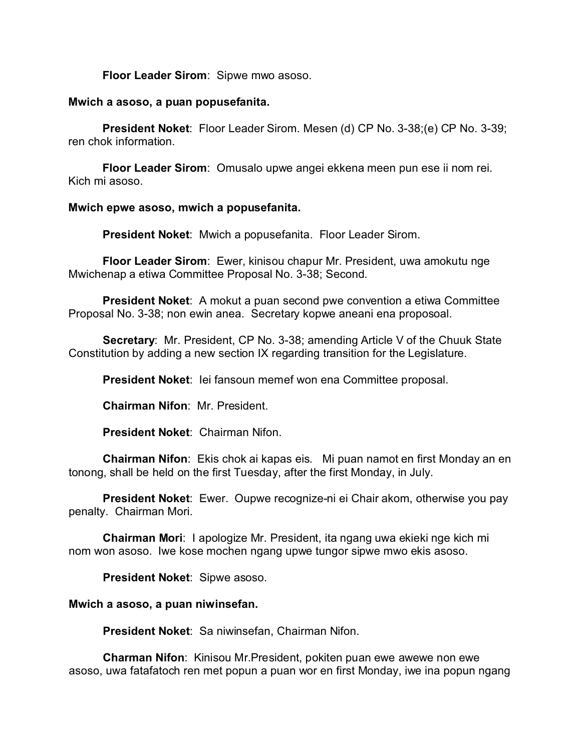**Floor Leader Sirom**: Sipwe mwo asoso.

**Mwich a asoso, a puan popusefanita.**

**President Noket**: Floor Leader Sirom. Mesen (d) CP No. 3-38;(e) CP No. 3-39; ren chok information.

**Floor Leader Sirom**: Omusalo upwe angei ekkena meen pun ese ii nom rei. Kich mi asoso.

**Mwich epwe asoso, mwich a popusefanita.**

**President Noket**: Mwich a popusefanita. Floor Leader Sirom.

**Floor Leader Sirom**: Ewer, kinisou chapur Mr. President, uwa amokutu nge Mwichenap a etiwa Committee Proposal No. 3-38; Second.

**President Noket**: A mokut a puan second pwe convention a etiwa Committee Proposal No. 3-38; non ewin anea. Secretary kopwe aneani ena proposoal.

**Secretary**: Mr. President, CP No. 3-38; amending Article V of the Chuuk State Constitution by adding a new section IX regarding transition for the Legislature.

**President Noket**: Iei fansoun memef won ena Committee proposal.

**Chairman Nifon**: Mr. President.

**President Noket**: Chairman Nifon.

**Chairman Nifon**: Ekis chok ai kapas eis. Mi puan namot en first Monday an en tonong, shall be held on the first Tuesday, after the first Monday, in July.

**President Noket**: Ewer. Oupwe recognize-ni ei Chair akom, otherwise you pay penalty. Chairman Mori.

**Chairman Mori**: I apologize Mr. President, ita ngang uwa ekieki nge kich mi nom won asoso. Iwe kose mochen ngang upwe tungor sipwe mwo ekis asoso.

**President Noket**: Sipwe asoso.

**Mwich a asoso, a puan niwinsefan.**

**President Noket**: Sa niwinsefan, Chairman Nifon.

**Charman Nifon**: Kinisou Mr.President, pokiten puan ewe awewe non ewe asoso, uwa fatafatoch ren met popun a puan wor en first Monday, iwe ina popun ngang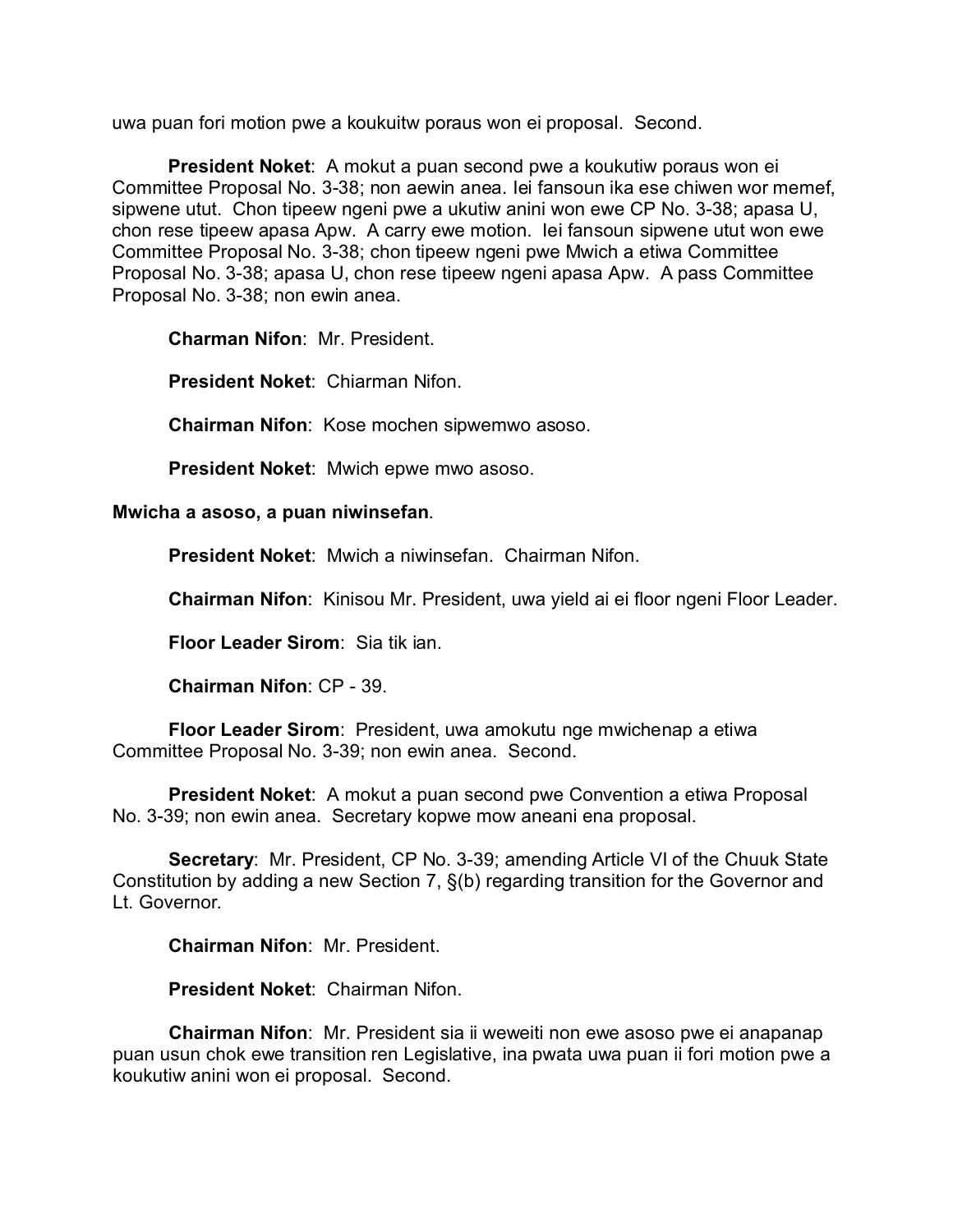uwa puan fori motion pwe a koukuitw poraus won ei proposal.  Second.

**President Noket**:  A mokut a puan second pwe a koukutiw poraus won ei Committee Proposal No. 3-38; non aewin anea. Iei fansoun ika ese chiwen wor memef, sipwene utut.  Chon tipeew ngeni pwe a ukutiw anini won ewe CP No. 3-38; apasa U, chon rese tipeew apasa Apw.  A carry ewe motion.  Iei fansoun sipwene utut won ewe Committee Proposal No. 3-38; chon tipeew ngeni pwe Mwich a etiwa Committee Proposal No. 3-38; apasa U, chon rese tipeew ngeni apasa Apw.  A pass Committee Proposal No. 3-38; non ewin anea.

**Charman Nifon**:  Mr. President.

**President Noket**:  Chiarman Nifon.

**Chairman Nifon**:  Kose mochen sipwemwo asoso.

**President Noket**:  Mwich epwe mwo asoso.

**Mwicha a asoso, a puan niwinsefan**.

**President Noket**:  Mwich a niwinsefan.  Chairman Nifon.

**Chairman Nifon**:  Kinisou Mr. President, uwa yield ai ei floor ngeni Floor Leader.

**Floor Leader Sirom**:  Sia tik ian.

**Chairman Nifon**: CP - 39.

**Floor Leader Sirom**:  President, uwa amokutu nge mwichenap a etiwa Committee Proposal No. 3-39; non ewin anea.  Second.

**President Noket**:  A mokut a puan second pwe Convention a etiwa Proposal No. 3-39; non ewin anea.  Secretary kopwe mow aneani ena proposal.

**Secretary**:  Mr. President, CP No. 3-39; amending Article VI of the Chuuk State Constitution by adding a new Section 7, §(b) regarding transition for the Governor and Lt. Governor.

**Chairman Nifon**:  Mr. President.

**President Noket**:  Chairman Nifon.

**Chairman Nifon**:  Mr. President sia ii weweiti non ewe asoso pwe ei anapanap puan usun chok ewe transition ren Legislative, ina pwata uwa puan ii fori motion pwe a koukutiw anini won ei proposal.  Second.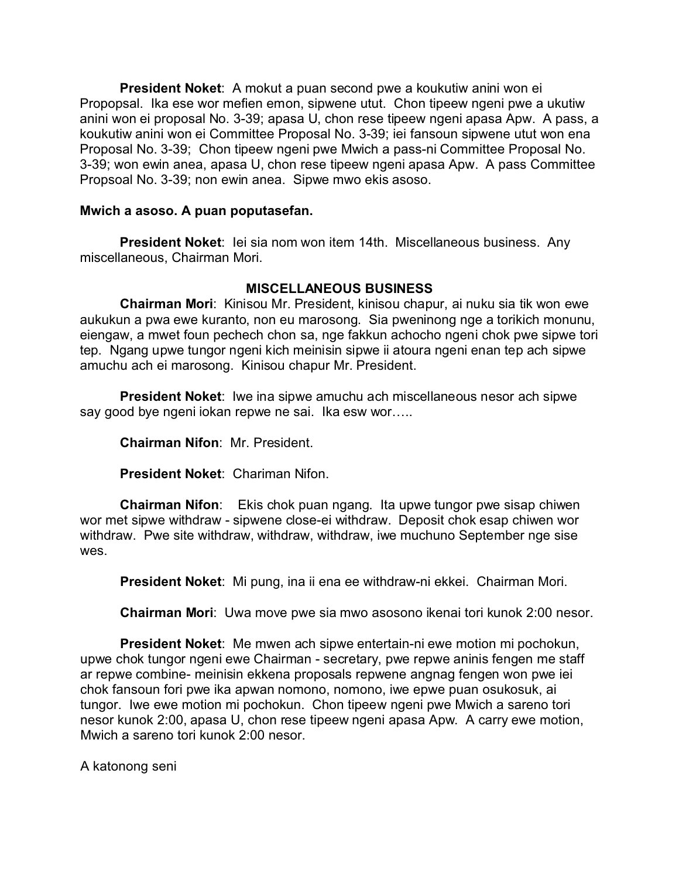**President Noket**: A mokut a puan second pwe a koukutiw anini won ei Propopsal. Ika ese wor mefien emon, sipwene utut. Chon tipeew ngeni pwe a ukutiw anini won ei proposal No. 3-39; apasa U, chon rese tipeew ngeni apasa Apw. A pass, a koukutiw anini won ei Committee Proposal No. 3-39; iei fansoun sipwene utut won ena Proposal No. 3-39; Chon tipeew ngeni pwe Mwich a pass-ni Committee Proposal No. 3-39; won ewin anea, apasa U, chon rese tipeew ngeni apasa Apw. A pass Committee Propsoal No. 3-39; non ewin anea. Sipwe mwo ekis asoso.

**Mwich a asoso. A puan poputasefan.**

**President Noket**: Iei sia nom won item 14th. Miscellaneous business. Any miscellaneous, Chairman Mori.

**MISCELLANEOUS BUSINESS**

**Chairman Mori**: Kinisou Mr. President, kinisou chapur, ai nuku sia tik won ewe aukukun a pwa ewe kuranto, non eu marosong. Sia pweninong nge a torikich monunu, eiengaw, a mwet foun pechech chon sa, nge fakkun achocho ngeni chok pwe sipwe tori tep. Ngang upwe tungor ngeni kich meinisin sipwe ii atoura ngeni enan tep ach sipwe amuchu ach ei marosong. Kinisou chapur Mr. President.

**President Noket**: Iwe ina sipwe amuchu ach miscellaneous nesor ach sipwe say good bye ngeni iokan repwe ne sai. Ika esw wor…..

**Chairman Nifon**: Mr. President.

**President Noket**: Chariman Nifon.

**Chairman Nifon**: Ekis chok puan ngang. Ita upwe tungor pwe sisap chiwen wor met sipwe withdraw - sipwene close-ei withdraw. Deposit chok esap chiwen wor withdraw. Pwe site withdraw, withdraw, withdraw, iwe muchuno September nge sise wes.

**President Noket**: Mi pung, ina ii ena ee withdraw-ni ekkei. Chairman Mori.

**Chairman Mori**: Uwa move pwe sia mwo asosono ikenai tori kunok 2:00 nesor.

**President Noket**: Me mwen ach sipwe entertain-ni ewe motion mi pochokun, upwe chok tungor ngeni ewe Chairman - secretary, pwe repwe aninis fengen me staff ar repwe combine- meinisin ekkena proposals repwene angnag fengen won pwe iei chok fansoun fori pwe ika apwan nomono, nomono, iwe epwe puan osukosuk, ai tungor. Iwe ewe motion mi pochokun. Chon tipeew ngeni pwe Mwich a sareno tori nesor kunok 2:00, apasa U, chon rese tipeew ngeni apasa Apw. A carry ewe motion, Mwich a sareno tori kunok 2:00 nesor.

A katonong seni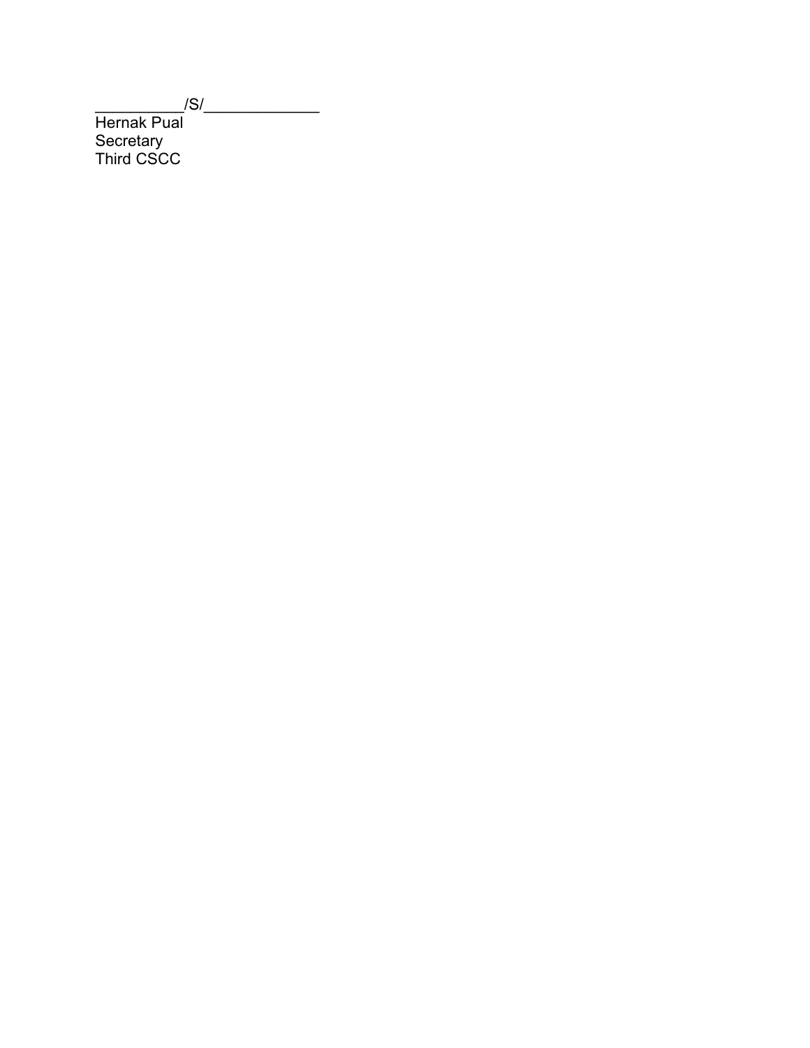___________/S/______________
Hernak Pual
Secretary
Third CSCC